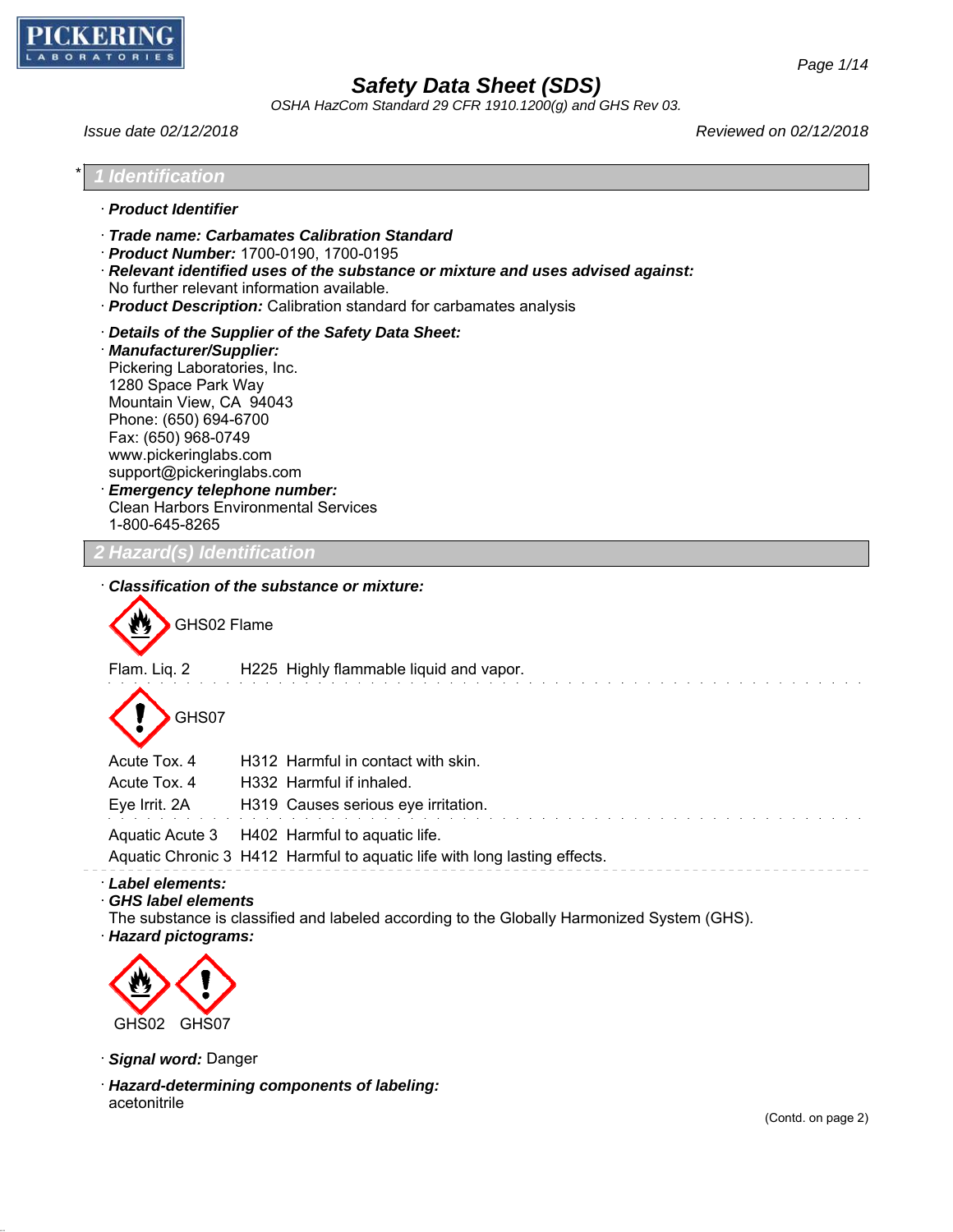# Safety Data Sheet (SDS)

*OSHA HazCom Standard 29 CFR 1910.1200(g) and GHS Rev 03.*

*Issue date 02/12/2018* | *Reviewed on 02/12/2018*

## * 1 Identification

· **Product Identifier**

· **Trade name: Carbamates Calibration Standard**
· **Product Number:** 1700-0190, 1700-0195
· **Relevant identified uses of the substance or mixture and uses advised against:**
No further relevant information available.
· **Product Description:** Calibration standard for carbamates analysis

· **Details of the Supplier of the Safety Data Sheet:**
· **Manufacturer/Supplier:**
Pickering Laboratories, Inc.
1280 Space Park Way
Mountain View, CA 94043
Phone: (650) 694-6700
Fax: (650) 968-0749
www.pickeringlabs.com
support@pickeringlabs.com
· **Emergency telephone number:**
Clean Harbors Environmental Services
1-800-645-8265

## 2 Hazard(s) Identification

· **Classification of the substance or mixture:**

GHS02 Flame

Flam. Liq. 2 H225 Highly flammable liquid and vapor.

GHS07

Acute Tox. 4 H312 Harmful in contact with skin.
Acute Tox. 4 H332 Harmful if inhaled.
Eye Irrit. 2A H319 Causes serious eye irritation.

Aquatic Acute 3 H402 Harmful to aquatic life.
Aquatic Chronic 3 H412 Harmful to aquatic life with long lasting effects.

· **Label elements:**
· **GHS label elements**
The substance is classified and labeled according to the Globally Harmonized System (GHS).
· **Hazard pictograms:**

GHS02 GHS07

· **Signal word:** Danger

· **Hazard-determining components of labeling:**
acetonitrile

(Contd. on page 2)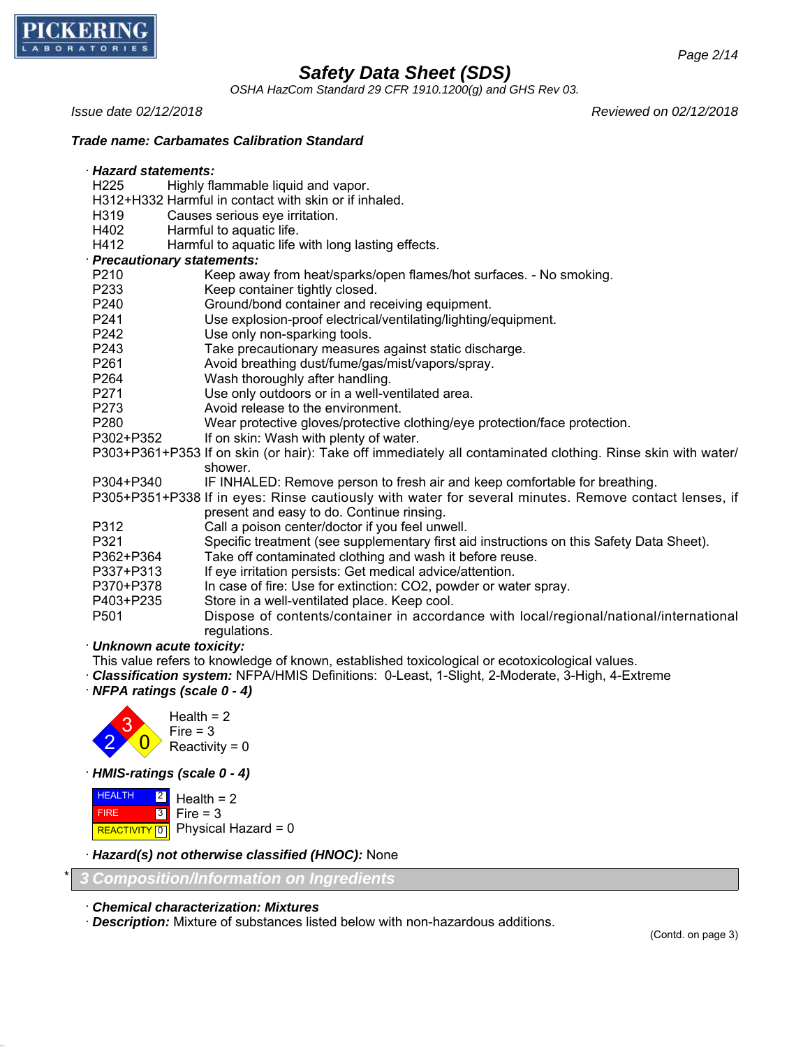*Trade name: Carbamates Calibration Standard*

· ***Hazard statements:***

| | |
|---|---|
| H225 | Highly flammable liquid and vapor. |
| H312+H332 | Harmful in contact with skin or if inhaled. |
| H319 | Causes serious eye irritation. |
| H402 | Harmful to aquatic life. |
| H412 | Harmful to aquatic life with long lasting effects. |

· ***Precautionary statements:***

| | |
|---|---|
| P210 | Keep away from heat/sparks/open flames/hot surfaces. - No smoking. |
| P233 | Keep container tightly closed. |
| P240 | Ground/bond container and receiving equipment. |
| P241 | Use explosion-proof electrical/ventilating/lighting/equipment. |
| P242 | Use only non-sparking tools. |
| P243 | Take precautionary measures against static discharge. |
| P261 | Avoid breathing dust/fume/gas/mist/vapors/spray. |
| P264 | Wash thoroughly after handling. |
| P271 | Use only outdoors or in a well-ventilated area. |
| P273 | Avoid release to the environment. |
| P280 | Wear protective gloves/protective clothing/eye protection/face protection. |
| P302+P352 | If on skin: Wash with plenty of water. |
| P303+P361+P353 | If on skin (or hair): Take off immediately all contaminated clothing. Rinse skin with water/shower. |
| P304+P340 | IF INHALED: Remove person to fresh air and keep comfortable for breathing. |
| P305+P351+P338 | If in eyes: Rinse cautiously with water for several minutes. Remove contact lenses, if present and easy to do. Continue rinsing. |
| P312 | Call a poison center/doctor if you feel unwell. |
| P321 | Specific treatment (see supplementary first aid instructions on this Safety Data Sheet). |
| P362+P364 | Take off contaminated clothing and wash it before reuse. |
| P337+P313 | If eye irritation persists: Get medical advice/attention. |
| P370+P378 | In case of fire: Use for extinction: $CO_2$, powder or water spray. |
| P403+P235 | Store in a well-ventilated place. Keep cool. |
| P501 | Dispose of contents/container in accordance with local/regional/national/international regulations. |

· ***Unknown acute toxicity:***
This value refers to knowledge of known, established toxicological or ecotoxicological values.

· ***Classification system:*** NFPA/HMIS Definitions: 0-Least, 1-Slight, 2-Moderate, 3-High, 4-Extreme

· ***NFPA ratings (scale 0 - 4)***

Health = 2
Fire = 3
Reactivity = 0

· ***HMIS-ratings (scale 0 - 4)***

| | | |
|---|---|---|
| HEALTH | 2 | Health = 2 |
| FIRE | 3 | Fire = 3 |
| REACTIVITY | 0 | Physical Hazard = 0 |

· ***Hazard(s) not otherwise classified (HNOC):*** None

## * 3 Composition/Information on Ingredients

· ***Chemical characterization: Mixtures***

· ***Description:*** Mixture of substances listed below with non-hazardous additions.

(Contd. on page 3)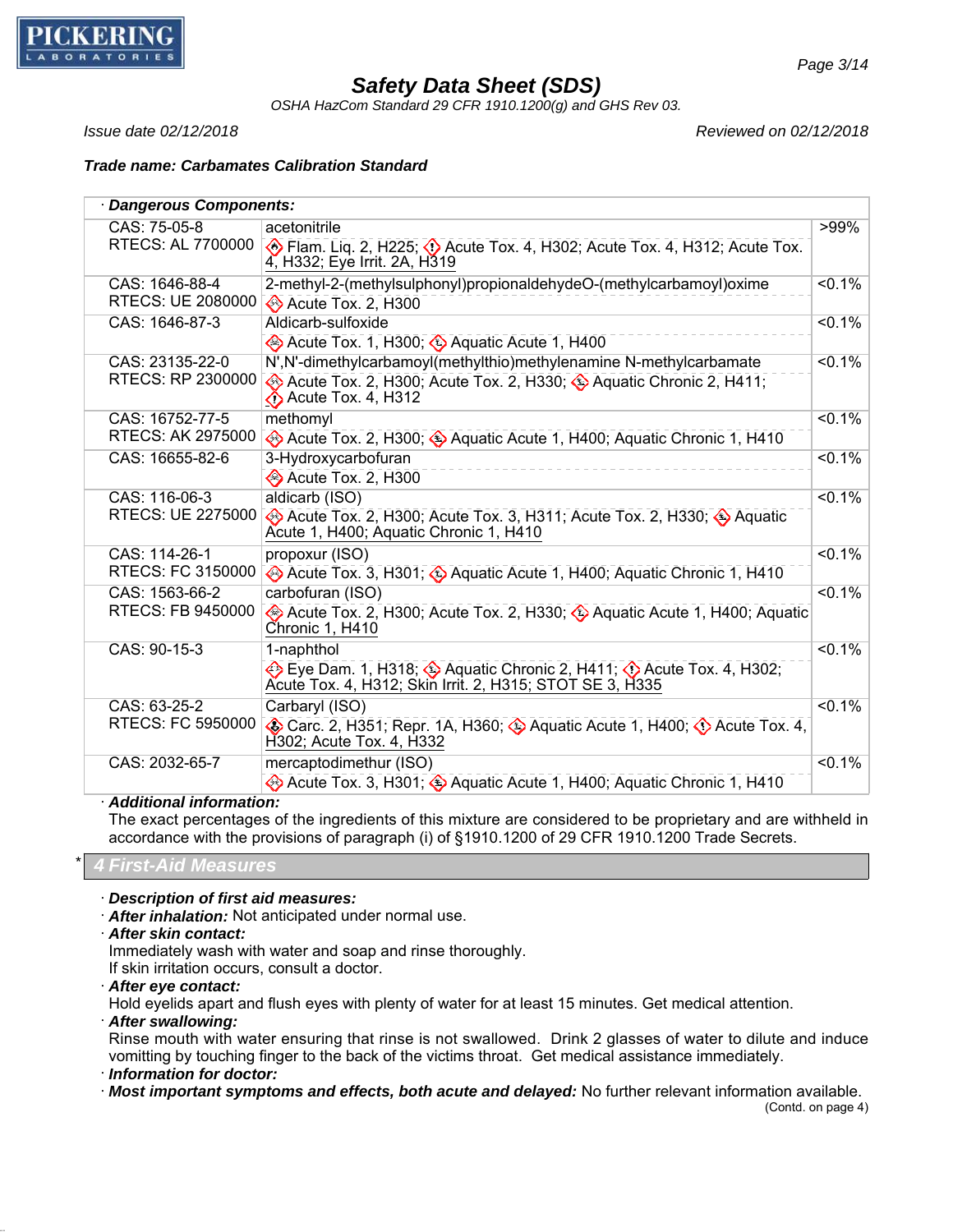## Safety Data Sheet (SDS)

*OSHA HazCom Standard 29 CFR 1910.1200(g) and GHS Rev 03.*

*Issue date 02/12/2018* *Reviewed on 02/12/2018*

***Trade name: Carbamates Calibration Standard***

· ***Dangerous Components:***

| | | |
|---|---|---|
| CAS: 75-05-8<br>RTECS: AL 7700000 | acetonitrile<br>Flam. Liq. 2, H225; Acute Tox. 4, H302; Acute Tox. 4, H312; Acute Tox. 4, H332; Eye Irrit. 2A, H319 | >99% |
| CAS: 1646-88-4<br>RTECS: UE 2080000 | 2-methyl-2-(methylsulphonyl)propionaldehydeO-(methylcarbamoyl)oxime<br>Acute Tox. 2, H300 | <0.1% |
| CAS: 1646-87-3 | Aldicarb-sulfoxide<br>Acute Tox. 1, H300; Aquatic Acute 1, H400 | <0.1% |
| CAS: 23135-22-0<br>RTECS: RP 2300000 | N',N'-dimethylcarbamoyl(methylthio)methylenamine N-methylcarbamate<br>Acute Tox. 2, H300; Acute Tox. 2, H330; Aquatic Chronic 2, H411; Acute Tox. 4, H312 | <0.1% |
| CAS: 16752-77-5<br>RTECS: AK 2975000 | methomyl<br>Acute Tox. 2, H300; Aquatic Acute 1, H400; Aquatic Chronic 1, H410 | <0.1% |
| CAS: 16655-82-6 | 3-Hydroxycarbofuran<br>Acute Tox. 2, H300 | <0.1% |
| CAS: 116-06-3<br>RTECS: UE 2275000 | aldicarb (ISO)<br>Acute Tox. 2, H300; Acute Tox. 3, H311; Acute Tox. 2, H330; Aquatic Acute 1, H400; Aquatic Chronic 1, H410 | <0.1% |
| CAS: 114-26-1<br>RTECS: FC 3150000 | propoxur (ISO)<br>Acute Tox. 3, H301; Aquatic Acute 1, H400; Aquatic Chronic 1, H410 | <0.1% |
| CAS: 1563-66-2<br>RTECS: FB 9450000 | carbofuran (ISO)<br>Acute Tox. 2, H300; Acute Tox. 2, H330; Aquatic Acute 1, H400; Aquatic Chronic 1, H410 | <0.1% |
| CAS: 90-15-3 | 1-naphthol<br>Eye Dam. 1, H318; Aquatic Chronic 2, H411; Acute Tox. 4, H302; Acute Tox. 4, H312; Skin Irrit. 2, H315; STOT SE 3, H335 | <0.1% |
| CAS: 63-25-2<br>RTECS: FC 5950000 | Carbaryl (ISO)<br>Carc. 2, H351; Repr. 1A, H360; Aquatic Acute 1, H400; Acute Tox. 4, H302; Acute Tox. 4, H332 | <0.1% |
| CAS: 2032-65-7 | mercaptodimethur (ISO)<br>Acute Tox. 3, H301; Aquatic Acute 1, H400; Aquatic Chronic 1, H410 | <0.1% |

· ***Additional information:***
The exact percentages of the ingredients of this mixture are considered to be proprietary and are withheld in accordance with the provisions of paragraph (i) of §1910.1200 of 29 CFR 1910.1200 Trade Secrets.

## * 4 First-Aid Measures

· ***Description of first aid measures:***
· ***After inhalation:*** Not anticipated under normal use.
· ***After skin contact:***
Immediately wash with water and soap and rinse thoroughly.
If skin irritation occurs, consult a doctor.
· ***After eye contact:***
Hold eyelids apart and flush eyes with plenty of water for at least 15 minutes. Get medical attention.
· ***After swallowing:***
Rinse mouth with water ensuring that rinse is not swallowed. Drink 2 glasses of water to dilute and induce vomitting by touching finger to the back of the victims throat. Get medical assistance immediately.
· ***Information for doctor:***
· ***Most important symptoms and effects, both acute and delayed:*** No further relevant information available.

(Contd. on page 4)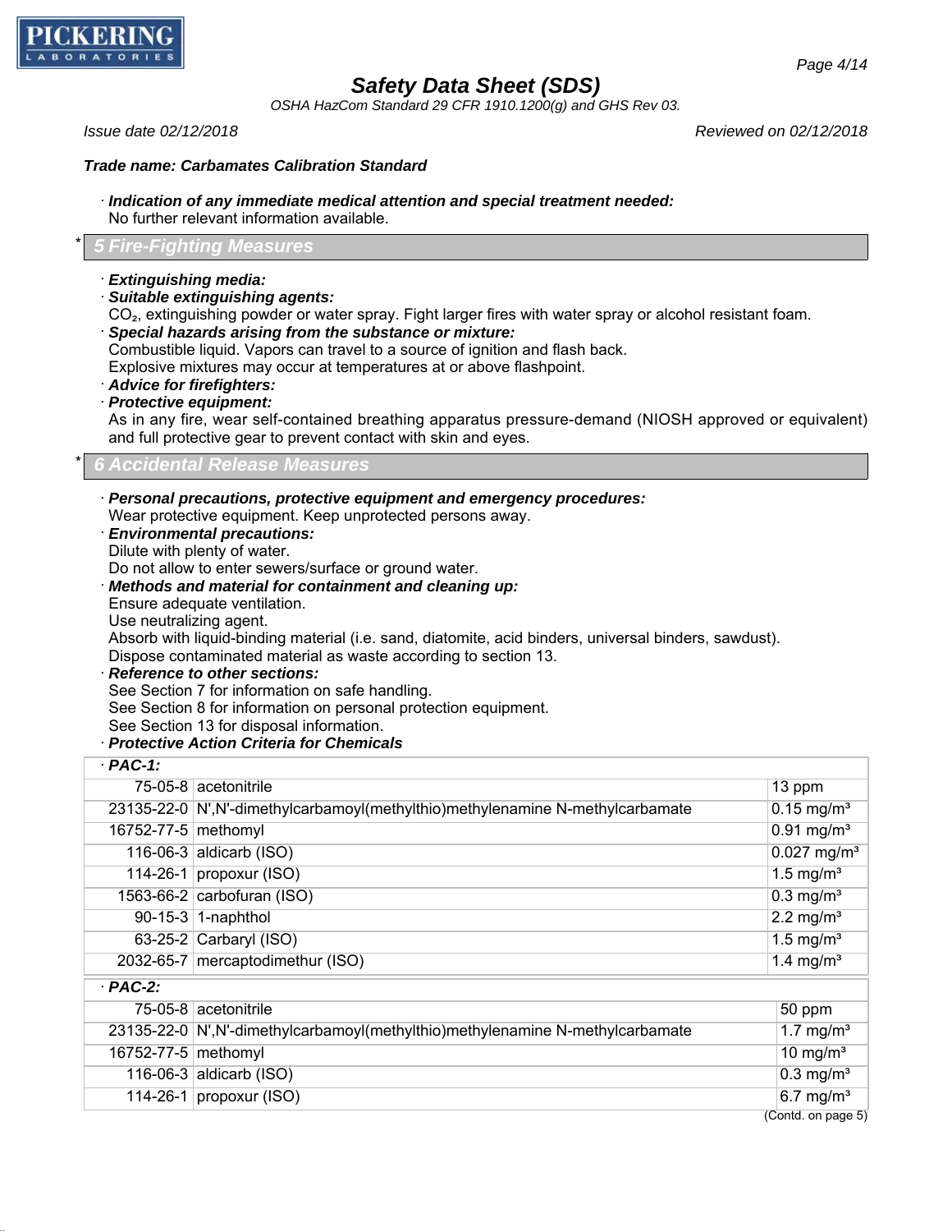**Trade name: Carbamates Calibration Standard**

· ***Indication of any immediate medical attention and special treatment needed:***
No further relevant information available.

## * 5 Fire-Fighting Measures

· ***Extinguishing media:***
· ***Suitable extinguishing agents:***
$CO_2$, extinguishing powder or water spray. Fight larger fires with water spray or alcohol resistant foam.
· ***Special hazards arising from the substance or mixture:***
Combustible liquid. Vapors can travel to a source of ignition and flash back.
Explosive mixtures may occur at temperatures at or above flashpoint.
· ***Advice for firefighters:***
· ***Protective equipment:***
As in any fire, wear self-contained breathing apparatus pressure-demand (NIOSH approved or equivalent) and full protective gear to prevent contact with skin and eyes.

## * 6 Accidental Release Measures

· ***Personal precautions, protective equipment and emergency procedures:***
Wear protective equipment. Keep unprotected persons away.
· ***Environmental precautions:***
Dilute with plenty of water.
Do not allow to enter sewers/surface or ground water.
· ***Methods and material for containment and cleaning up:***
Ensure adequate ventilation.
Use neutralizing agent.
Absorb with liquid-binding material (i.e. sand, diatomite, acid binders, universal binders, sawdust).
Dispose contaminated material as waste according to section 13.
· ***Reference to other sections:***
See Section 7 for information on safe handling.
See Section 8 for information on personal protection equipment.
See Section 13 for disposal information.
· ***Protective Action Criteria for Chemicals***

| | | |
|---|---|---|
| · ***PAC-1:*** | | |
| 75-05-8 | acetonitrile | 13 ppm |
| 23135-22-0 | N',N'-dimethylcarbamoyl(methylthio)methylenamine N-methylcarbamate | 0.15 mg/m³ |
| 16752-77-5 | methomyl | 0.91 mg/m³ |
| 116-06-3 | aldicarb (ISO) | 0.027 mg/m³ |
| 114-26-1 | propoxur (ISO) | 1.5 mg/m³ |
| 1563-66-2 | carbofuran (ISO) | 0.3 mg/m³ |
| 90-15-3 | 1-naphthol | 2.2 mg/m³ |
| 63-25-2 | Carbaryl (ISO) | 1.5 mg/m³ |
| 2032-65-7 | mercaptodimethur (ISO) | 1.4 mg/m³ |
| · ***PAC-2:*** | | |
| 75-05-8 | acetonitrile | 50 ppm |
| 23135-22-0 | N',N'-dimethylcarbamoyl(methylthio)methylenamine N-methylcarbamate | 1.7 mg/m³ |
| 16752-77-5 | methomyl | 10 mg/m³ |
| 116-06-3 | aldicarb (ISO) | 0.3 mg/m³ |
| 114-26-1 | propoxur (ISO) | 6.7 mg/m³ |

(Contd. on page 5)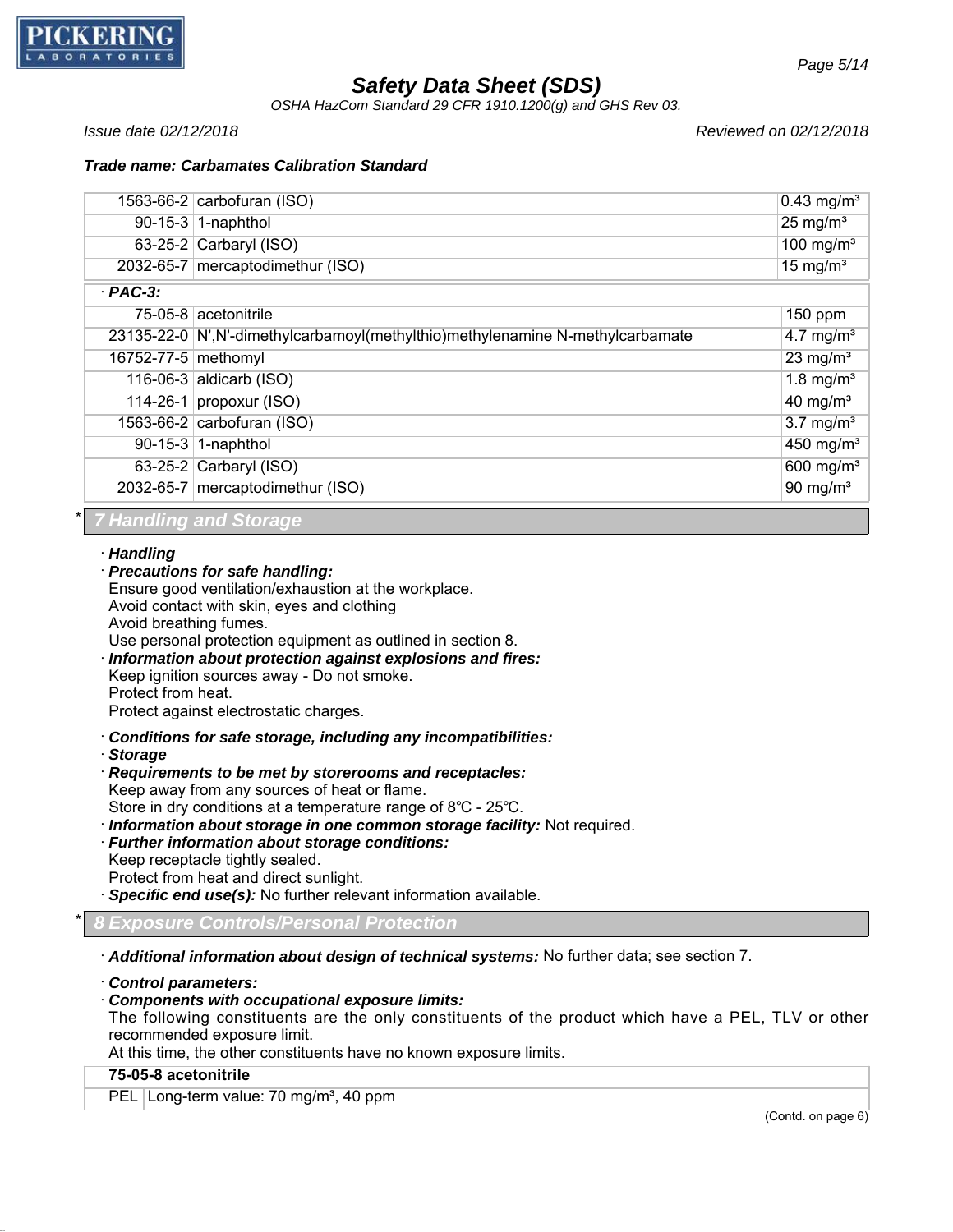**Trade name: Carbamates Calibration Standard**

| | | |
|---|---|---|
| 1563-66-2 | carbofuran (ISO) | 0.43 mg/m³ |
| 90-15-3 | 1-naphthol | 25 mg/m³ |
| 63-25-2 | Carbaryl (ISO) | 100 mg/m³ |
| 2032-65-7 | mercaptodimethur (ISO) | 15 mg/m³ |

· **PAC-3:**

| | | |
|---|---|---|
| 75-05-8 | acetonitrile | 150 ppm |
| 23135-22-0 | N',N'-dimethylcarbamoyl(methylthio)methylenamine N-methylcarbamate | 4.7 mg/m³ |
| 16752-77-5 | methomyl | 23 mg/m³ |
| 116-06-3 | aldicarb (ISO) | 1.8 mg/m³ |
| 114-26-1 | propoxur (ISO) | 40 mg/m³ |
| 1563-66-2 | carbofuran (ISO) | 3.7 mg/m³ |
| 90-15-3 | 1-naphthol | 450 mg/m³ |
| 63-25-2 | Carbaryl (ISO) | 600 mg/m³ |
| 2032-65-7 | mercaptodimethur (ISO) | 90 mg/m³ |

## 7 Handling and Storage

· **Handling**

· **Precautions for safe handling:**
Ensure good ventilation/exhaustion at the workplace.
Avoid contact with skin, eyes and clothing
Avoid breathing fumes.
Use personal protection equipment as outlined in section 8.

· **Information about protection against explosions and fires:**
Keep ignition sources away - Do not smoke.
Protect from heat.
Protect against electrostatic charges.

· **Conditions for safe storage, including any incompatibilities:**

· **Storage**

· **Requirements to be met by storerooms and receptacles:**
Keep away from any sources of heat or flame.
Store in dry conditions at a temperature range of 8°C - 25°C.

· **Information about storage in one common storage facility:** Not required.

· **Further information about storage conditions:**
Keep receptacle tightly sealed.
Protect from heat and direct sunlight.

· **Specific end use(s):** No further relevant information available.

## 8 Exposure Controls/Personal Protection

· **Additional information about design of technical systems:** No further data; see section 7.

· **Control parameters:**

· **Components with occupational exposure limits:**
The following constituents are the only constituents of the product which have a PEL, TLV or other recommended exposure limit.
At this time, the other constituents have no known exposure limits.

| **75-05-8 acetonitrile** | |
|---|---|
| PEL | Long-term value: 70 mg/m³, 40 ppm |

(Contd. on page 6)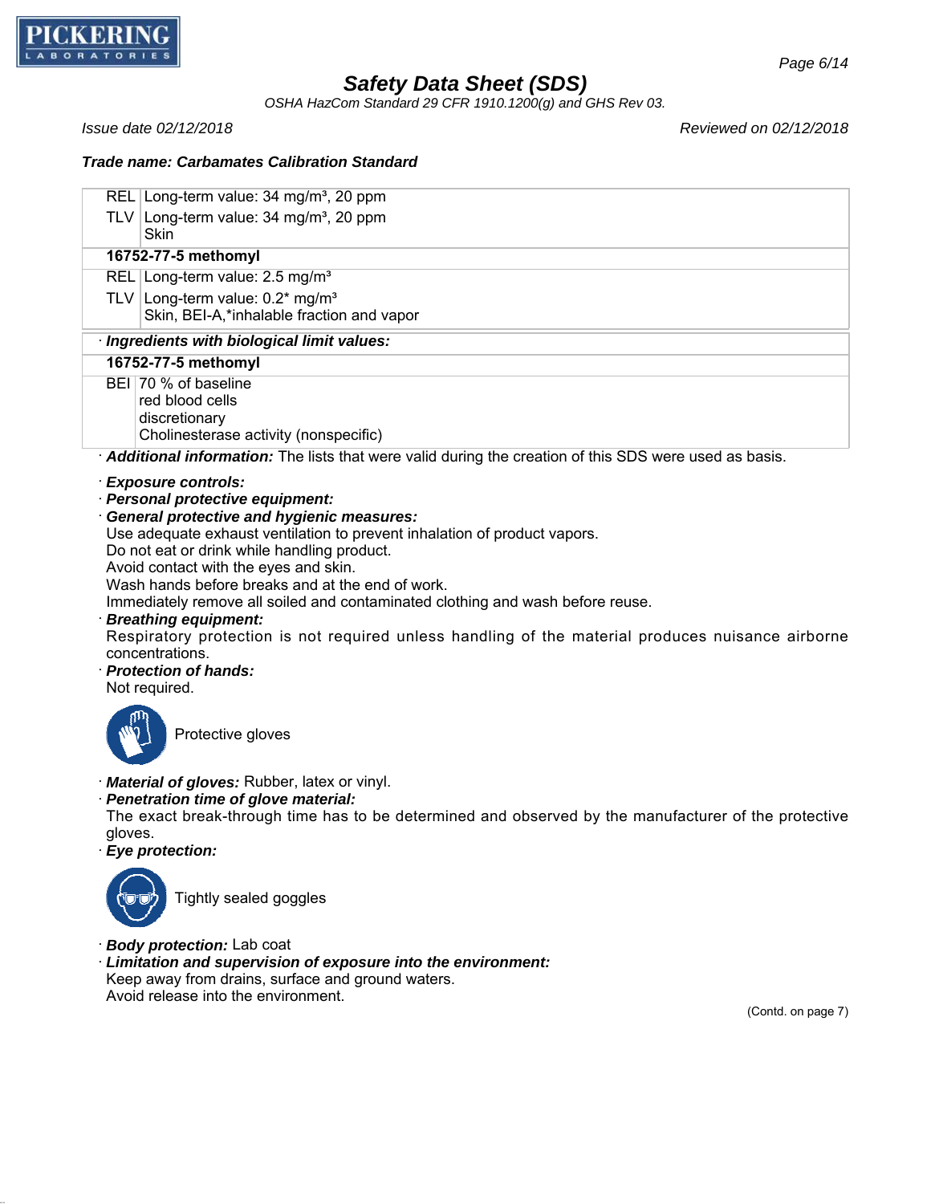**Trade name: Carbamates Calibration Standard**

| | |
|---|---|
| REL | Long-term value: 34 mg/m³, 20 ppm |
| TLV | Long-term value: 34 mg/m³, 20 ppm<br>Skin |
| **16752-77-5 methomyl** | |
| REL | Long-term value: 2.5 mg/m³ |
| TLV | Long-term value: 0.2* mg/m³<br>Skin, BEI-A,*inhalable fraction and vapor |

· ***Ingredients with biological limit values:***

| | |
|---|---|
| **16752-77-5 methomyl** | |
| BEI | 70 % of baseline<br>red blood cells<br>discretionary<br>Cholinesterase activity (nonspecific) |

· ***Additional information:*** The lists that were valid during the creation of this SDS were used as basis.

· ***Exposure controls:***
· ***Personal protective equipment:***
· ***General protective and hygienic measures:***
Use adequate exhaust ventilation to prevent inhalation of product vapors.
Do not eat or drink while handling product.
Avoid contact with the eyes and skin.
Wash hands before breaks and at the end of work.
Immediately remove all soiled and contaminated clothing and wash before reuse.
· ***Breathing equipment:***
Respiratory protection is not required unless handling of the material produces nuisance airborne concentrations.
· ***Protection of hands:***
Not required.

Protective gloves

· ***Material of gloves:*** Rubber, latex or vinyl.
· ***Penetration time of glove material:***
The exact break-through time has to be determined and observed by the manufacturer of the protective gloves.
· ***Eye protection:***

Tightly sealed goggles

· ***Body protection:*** Lab coat
· ***Limitation and supervision of exposure into the environment:***
Keep away from drains, surface and ground waters.
Avoid release into the environment.

(Contd. on page 7)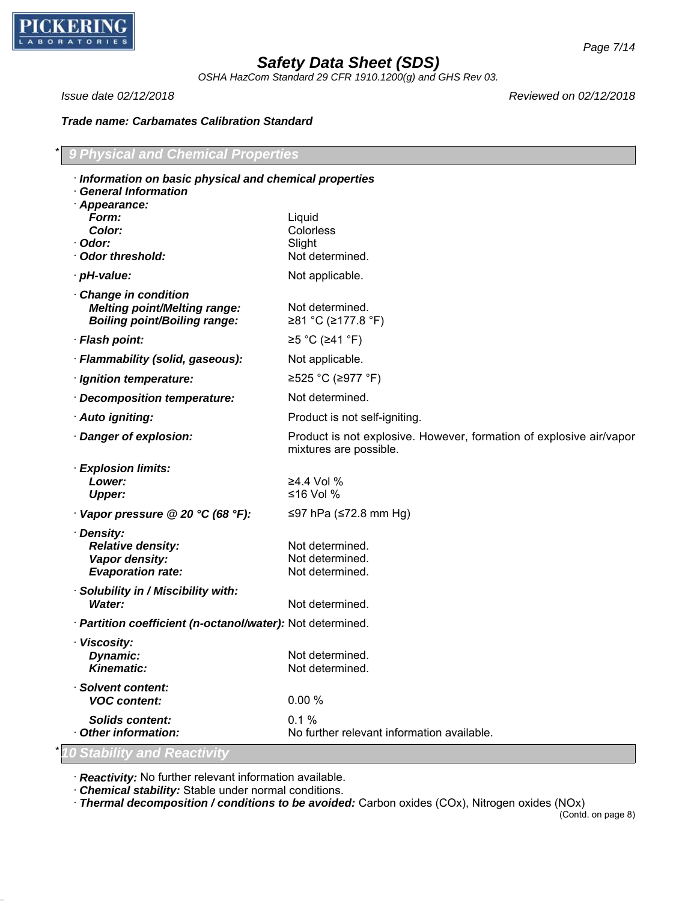Trade name: Carbamates Calibration Standard

## * 9 Physical and Chemical Properties

· **Information on basic physical and chemical properties**
· **General Information**
· **Appearance:**

| | |
|---|---|
| **Form:** | Liquid |
| **Color:** | Colorless |
| · **Odor:** | Slight |
| · **Odor threshold:** | Not determined. |
| · **pH-value:** | Not applicable. |
| · **Change in condition** | |
| **Melting point/Melting range:** | Not determined. |
| **Boiling point/Boiling range:** | ≥81 °C (≥177.8 °F) |
| · **Flash point:** | ≥5 °C (≥41 °F) |
| · **Flammability (solid, gaseous):** | Not applicable. |
| · **Ignition temperature:** | ≥525 °C (≥977 °F) |
| · **Decomposition temperature:** | Not determined. |
| · **Auto igniting:** | Product is not self-igniting. |
| · **Danger of explosion:** | Product is not explosive. However, formation of explosive air/vapor mixtures are possible. |
| · **Explosion limits:** | |
| **Lower:** | ≥4.4 Vol % |
| **Upper:** | ≤16 Vol % |
| · **Vapor pressure @ 20 °C (68 °F):** | ≤97 hPa (≤72.8 mm Hg) |
| · **Density:** | |
| **Relative density:** | Not determined. |
| **Vapor density:** | Not determined. |
| **Evaporation rate:** | Not determined. |
| · **Solubility in / Miscibility with:** | |
| **Water:** | Not determined. |
| · **Partition coefficient (n-octanol/water):** | Not determined. |
| · **Viscosity:** | |
| **Dynamic:** | Not determined. |
| **Kinematic:** | Not determined. |
| · **Solvent content:** | |
| **VOC content:** | 0.00 % |
| **Solids content:** | 0.1 % |
| · **Other information:** | No further relevant information available. |

## * 10 Stability and Reactivity

· **Reactivity:** No further relevant information available.
· **Chemical stability:** Stable under normal conditions.
· **Thermal decomposition / conditions to be avoided:** Carbon oxides (COx), Nitrogen oxides (NOx)

(Contd. on page 8)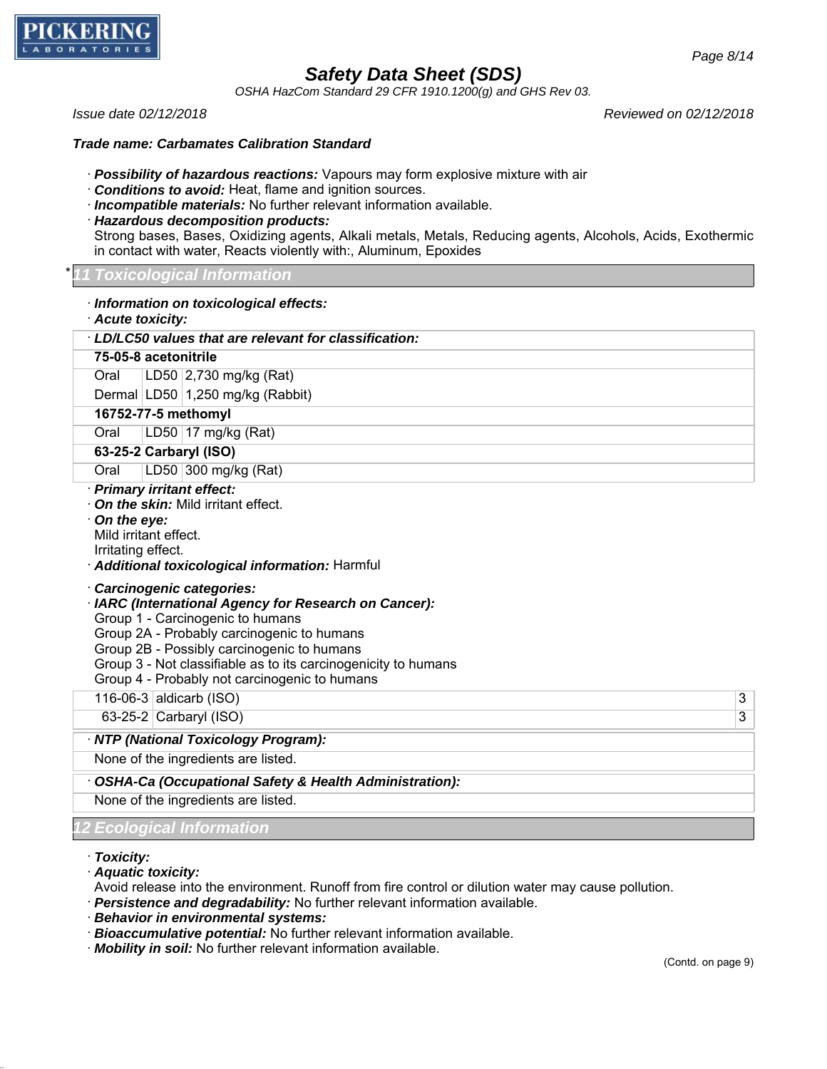**Trade name: Carbamates Calibration Standard**

· ***Possibility of hazardous reactions:*** Vapours may form explosive mixture with air
· ***Conditions to avoid:*** Heat, flame and ignition sources.
· ***Incompatible materials:*** No further relevant information available.
· ***Hazardous decomposition products:***
Strong bases, Bases, Oxidizing agents, Alkali metals, Metals, Reducing agents, Alcohols, Acids, Exothermic in contact with water, Reacts violently with:, Aluminum, Epoxides

## * 11 Toxicological Information

· ***Information on toxicological effects:***
· ***Acute toxicity:***

| · *LD/LC50 values that are relevant for classification:* | | |
|---|---|---|
| **75-05-8 acetonitrile** | | |
| Oral | LD50 | 2,730 mg/kg (Rat) |
| Dermal | LD50 | 1,250 mg/kg (Rabbit) |
| **16752-77-5 methomyl** | | |
| Oral | LD50 | 17 mg/kg (Rat) |
| **63-25-2 Carbaryl (ISO)** | | |
| Oral | LD50 | 300 mg/kg (Rat) |

· ***Primary irritant effect:***
· ***On the skin:*** Mild irritant effect.
· ***On the eye:***
Mild irritant effect.
Irritating effect.
· ***Additional toxicological information:*** Harmful

· ***Carcinogenic categories:***
· ***IARC (International Agency for Research on Cancer):***
Group 1 - Carcinogenic to humans
Group 2A - Probably carcinogenic to humans
Group 2B - Possibly carcinogenic to humans
Group 3 - Not classifiable as to its carcinogenicity to humans
Group 4 - Probably not carcinogenic to humans

| | | |
|---|---|---|
| 116-06-3 | aldicarb (ISO) | 3 |
| 63-25-2 | Carbaryl (ISO) | 3 |

· ***NTP (National Toxicology Program):***
None of the ingredients are listed.

· ***OSHA-Ca (Occupational Safety & Health Administration):***
None of the ingredients are listed.

## 12 Ecological Information

· ***Toxicity:***
· ***Aquatic toxicity:***
Avoid release into the environment. Runoff from fire control or dilution water may cause pollution.
· ***Persistence and degradability:*** No further relevant information available.
· ***Behavior in environmental systems:***
· ***Bioaccumulative potential:*** No further relevant information available.
· ***Mobility in soil:*** No further relevant information available.

(Contd. on page 9)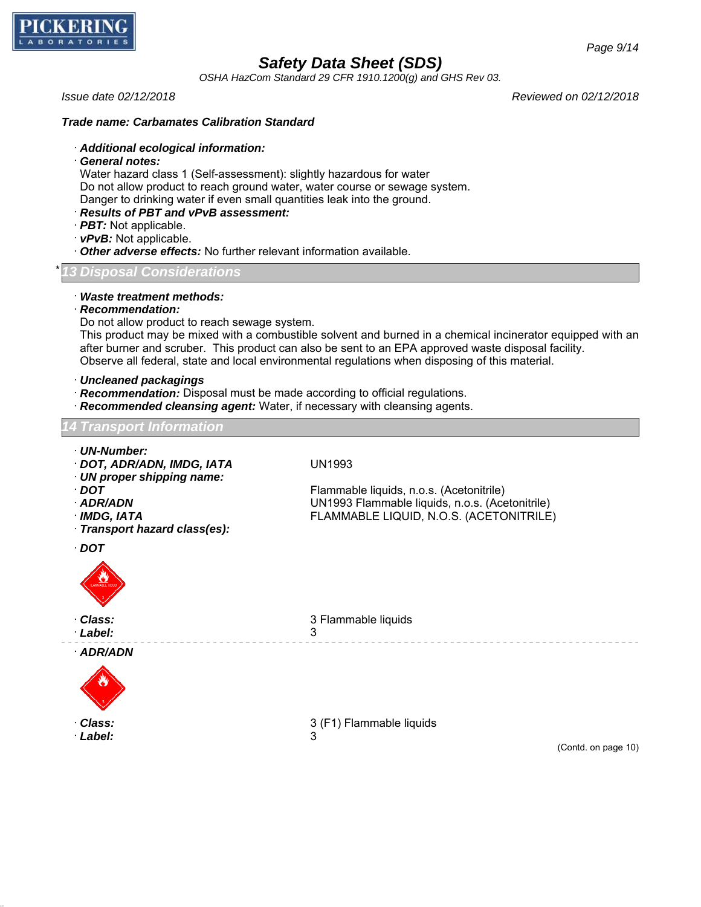Trade name: Carbamates Calibration Standard

· **Additional ecological information:**
· **General notes:**
Water hazard class 1 (Self-assessment): slightly hazardous for water
Do not allow product to reach ground water, water course or sewage system.
Danger to drinking water if even small quantities leak into the ground.
· **Results of PBT and vPvB assessment:**
· **PBT:** Not applicable.
· **vPvB:** Not applicable.
· **Other adverse effects:** No further relevant information available.

## * 13 Disposal Considerations

· **Waste treatment methods:**
· **Recommendation:**
Do not allow product to reach sewage system.
This product may be mixed with a combustible solvent and burned in a chemical incinerator equipped with an after burner and scruber. This product can also be sent to an EPA approved waste disposal facility.
Observe all federal, state and local environmental regulations when disposing of this material.

· **Uncleaned packagings**
· **Recommendation:** Disposal must be made according to official regulations.
· **Recommended cleansing agent:** Water, if necessary with cleansing agents.

## 14 Transport Information

| | |
|---|---|
| · **UN-Number:** | |
| · **DOT, ADR/ADN, IMDG, IATA** | UN1993 |
| · **UN proper shipping name:** | |
| · **DOT** | Flammable liquids, n.o.s. (Acetonitrile) |
| · **ADR/ADN** | UN1993 Flammable liquids, n.o.s. (Acetonitrile) |
| · **IMDG, IATA** | FLAMMABLE LIQUID, N.O.S. (ACETONITRILE) |
| · **Transport hazard class(es):** | |

· **DOT**

| | |
|---|---|
| · **Class:** | 3 Flammable liquids |
| · **Label:** | 3 |

· **ADR/ADN**

| | |
|---|---|
| · **Class:** | 3 (F1) Flammable liquids |
| · **Label:** | 3 |

(Contd. on page 10)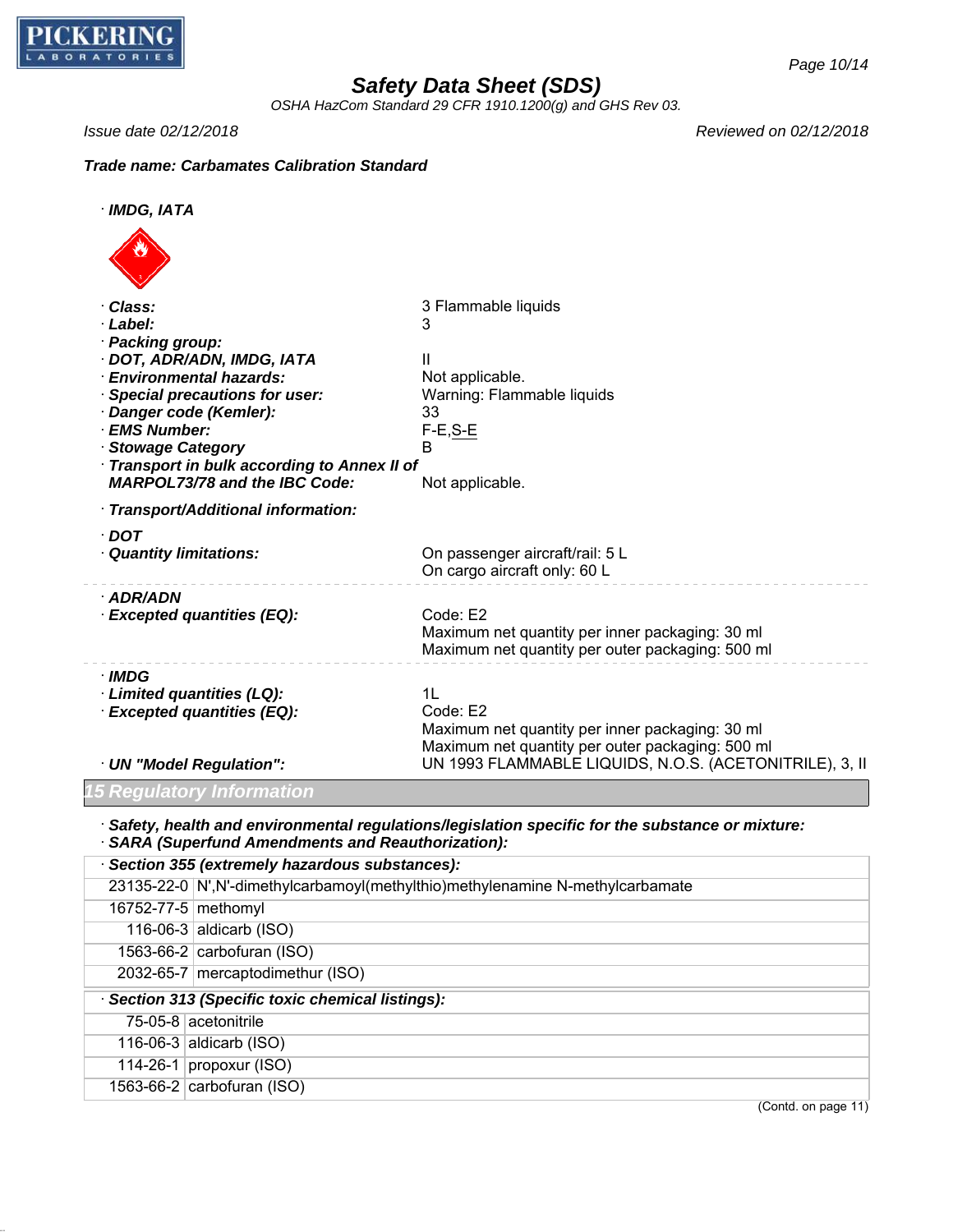**Trade name: Carbamates Calibration Standard**

· **IMDG, IATA**

| | |
|---|---|
| · **Class:** | 3 Flammable liquids |
| · **Label:** | 3 |
| · **Packing group:** | |
| · **DOT, ADR/ADN, IMDG, IATA** | II |
| · **Environmental hazards:** | Not applicable. |
| · **Special precautions for user:** | Warning: Flammable liquids |
| · **Danger code (Kemler):** | 33 |
| · **EMS Number:** | F-E,S-E |
| · **Stowage Category** | B |
| · **Transport in bulk according to Annex II of MARPOL73/78 and the IBC Code:** | Not applicable. |

· **Transport/Additional information:**

| | |
|---|---|
| · **DOT** | |
| · **Quantity limitations:** | On passenger aircraft/rail: 5 L<br>On cargo aircraft only: 60 L |
| · **ADR/ADN** | |
| · **Excepted quantities (EQ):** | Code: E2<br>Maximum net quantity per inner packaging: 30 ml<br>Maximum net quantity per outer packaging: 500 ml |
| · **IMDG** | |
| · **Limited quantities (LQ):** | 1L |
| · **Excepted quantities (EQ):** | Code: E2<br>Maximum net quantity per inner packaging: 30 ml<br>Maximum net quantity per outer packaging: 500 ml |
| · **UN "Model Regulation":** | UN 1993 FLAMMABLE LIQUIDS, N.O.S. (ACETONITRILE), 3, II |

## 15 Regulatory Information

· **Safety, health and environmental regulations/legislation specific for the substance or mixture:**
· **SARA (Superfund Amendments and Reauthorization):**

· **Section 355 (extremely hazardous substances):**

| | |
|---|---|
| 23135-22-0 | N',N'-dimethylcarbamoyl(methylthio)methylenamine N-methylcarbamate |
| 16752-77-5 | methomyl |
| 116-06-3 | aldicarb (ISO) |
| 1563-66-2 | carbofuran (ISO) |
| 2032-65-7 | mercaptodimethur (ISO) |

· **Section 313 (Specific toxic chemical listings):**

| | |
|---|---|
| 75-05-8 | acetonitrile |
| 116-06-3 | aldicarb (ISO) |
| 114-26-1 | propoxur (ISO) |
| 1563-66-2 | carbofuran (ISO) |

(Contd. on page 11)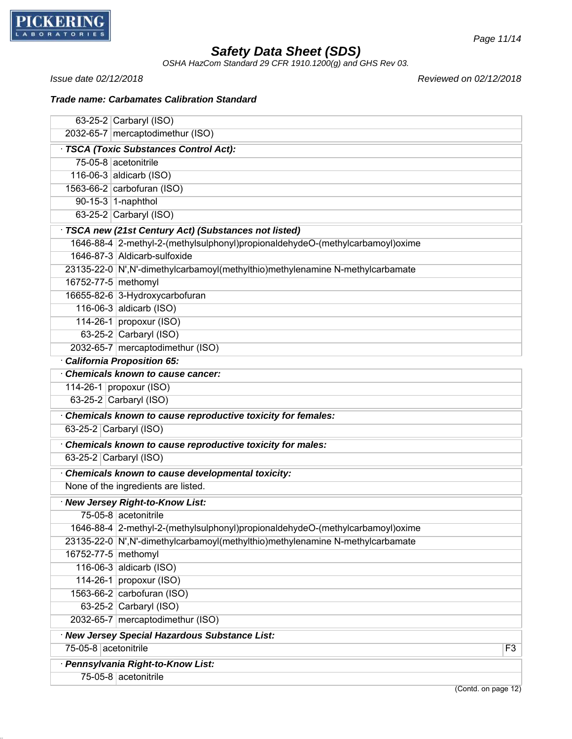**Trade name: Carbamates Calibration Standard**

| | |
|---|---|
| 63-25-2 | Carbaryl (ISO) |
| 2032-65-7 | mercaptodimethur (ISO) |

· **TSCA (Toxic Substances Control Act):**

| | |
|---|---|
| 75-05-8 | acetonitrile |
| 116-06-3 | aldicarb (ISO) |
| 1563-66-2 | carbofuran (ISO) |
| 90-15-3 | 1-naphthol |
| 63-25-2 | Carbaryl (ISO) |

· **TSCA new (21st Century Act) (Substances not listed)**

| | |
|---|---|
| 1646-88-4 | 2-methyl-2-(methylsulphonyl)propionaldehydeO-(methylcarbamoyl)oxime |
| 1646-87-3 | Aldicarb-sulfoxide |
| 23135-22-0 | N',N'-dimethylcarbamoyl(methylthio)methylenamine N-methylcarbamate |
| 16752-77-5 | methomyl |
| 16655-82-6 | 3-Hydroxycarbofuran |
| 116-06-3 | aldicarb (ISO) |
| 114-26-1 | propoxur (ISO) |
| 63-25-2 | Carbaryl (ISO) |
| 2032-65-7 | mercaptodimethur (ISO) |

· **California Proposition 65:**

· **Chemicals known to cause cancer:**

| | |
|---|---|
| 114-26-1 | propoxur (ISO) |
| 63-25-2 | Carbaryl (ISO) |

· **Chemicals known to cause reproductive toxicity for females:**

| | |
|---|---|
| 63-25-2 | Carbaryl (ISO) |

· **Chemicals known to cause reproductive toxicity for males:**

| | |
|---|---|
| 63-25-2 | Carbaryl (ISO) |

· **Chemicals known to cause developmental toxicity:**

None of the ingredients are listed.

· **New Jersey Right-to-Know List:**

| | |
|---|---|
| 75-05-8 | acetonitrile |
| 1646-88-4 | 2-methyl-2-(methylsulphonyl)propionaldehydeO-(methylcarbamoyl)oxime |
| 23135-22-0 | N',N'-dimethylcarbamoyl(methylthio)methylenamine N-methylcarbamate |
| 16752-77-5 | methomyl |
| 116-06-3 | aldicarb (ISO) |
| 114-26-1 | propoxur (ISO) |
| 1563-66-2 | carbofuran (ISO) |
| 63-25-2 | Carbaryl (ISO) |
| 2032-65-7 | mercaptodimethur (ISO) |

· **New Jersey Special Hazardous Substance List:**

| | | |
|---|---|---|
| 75-05-8 | acetonitrile | F3 |

· **Pennsylvania Right-to-Know List:**

| | |
|---|---|
| 75-05-8 | acetonitrile |

(Contd. on page 12)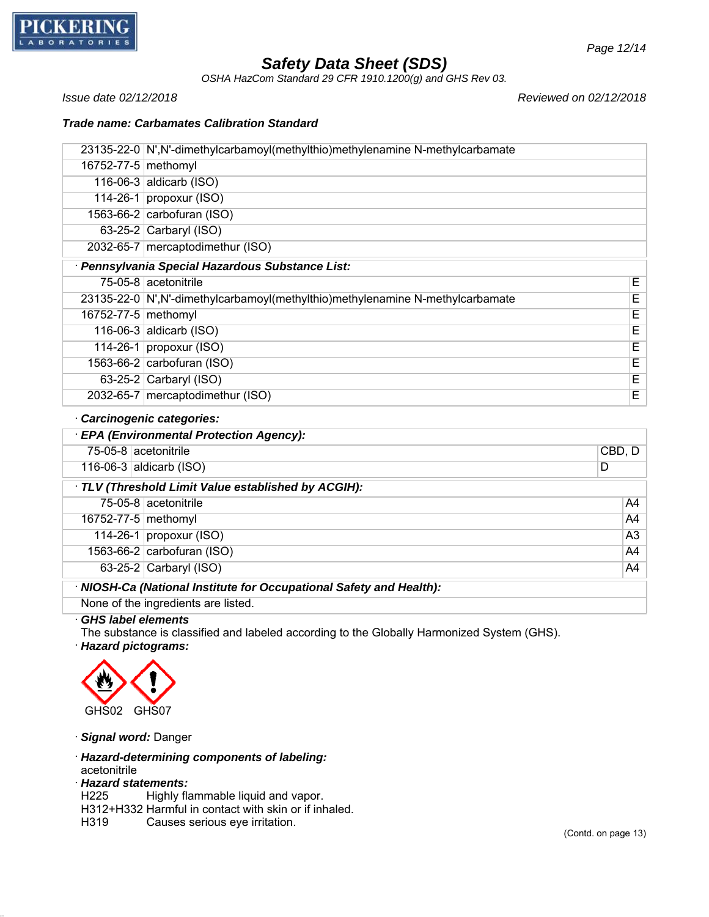**Trade name: Carbamates Calibration Standard**

| | |
|---|---|
| 23135-22-0 | N',N'-dimethylcarbamoyl(methylthio)methylenamine N-methylcarbamate |
| 16752-77-5 | methomyl |
| 116-06-3 | aldicarb (ISO) |
| 114-26-1 | propoxur (ISO) |
| 1563-66-2 | carbofuran (ISO) |
| 63-25-2 | Carbaryl (ISO) |
| 2032-65-7 | mercaptodimethur (ISO) |

· ***Pennsylvania Special Hazardous Substance List:***

| | | |
|---|---|---|
| 75-05-8 | acetonitrile | E |
| 23135-22-0 | N',N'-dimethylcarbamoyl(methylthio)methylenamine N-methylcarbamate | E |
| 16752-77-5 | methomyl | E |
| 116-06-3 | aldicarb (ISO) | E |
| 114-26-1 | propoxur (ISO) | E |
| 1563-66-2 | carbofuran (ISO) | E |
| 63-25-2 | Carbaryl (ISO) | E |
| 2032-65-7 | mercaptodimethur (ISO) | E |

· ***Carcinogenic categories:***

· ***EPA (Environmental Protection Agency):***

| | | |
|---|---|---|
| 75-05-8 | acetonitrile | CBD, D |
| 116-06-3 | aldicarb (ISO) | D |

· ***TLV (Threshold Limit Value established by ACGIH):***

| | | |
|---|---|---|
| 75-05-8 | acetonitrile | A4 |
| 16752-77-5 | methomyl | A4 |
| 114-26-1 | propoxur (ISO) | A3 |
| 1563-66-2 | carbofuran (ISO) | A4 |
| 63-25-2 | Carbaryl (ISO) | A4 |

· ***NIOSH-Ca (National Institute for Occupational Safety and Health):***

None of the ingredients are listed.

· ***GHS label elements***

The substance is classified and labeled according to the Globally Harmonized System (GHS).

· ***Hazard pictograms:***

GHS02 GHS07

· ***Signal word:*** Danger

· ***Hazard-determining components of labeling:***

acetonitrile

· ***Hazard statements:***

H225 Highly flammable liquid and vapor.

H312+H332 Harmful in contact with skin or if inhaled.

H319 Causes serious eye irritation.

(Contd. on page 13)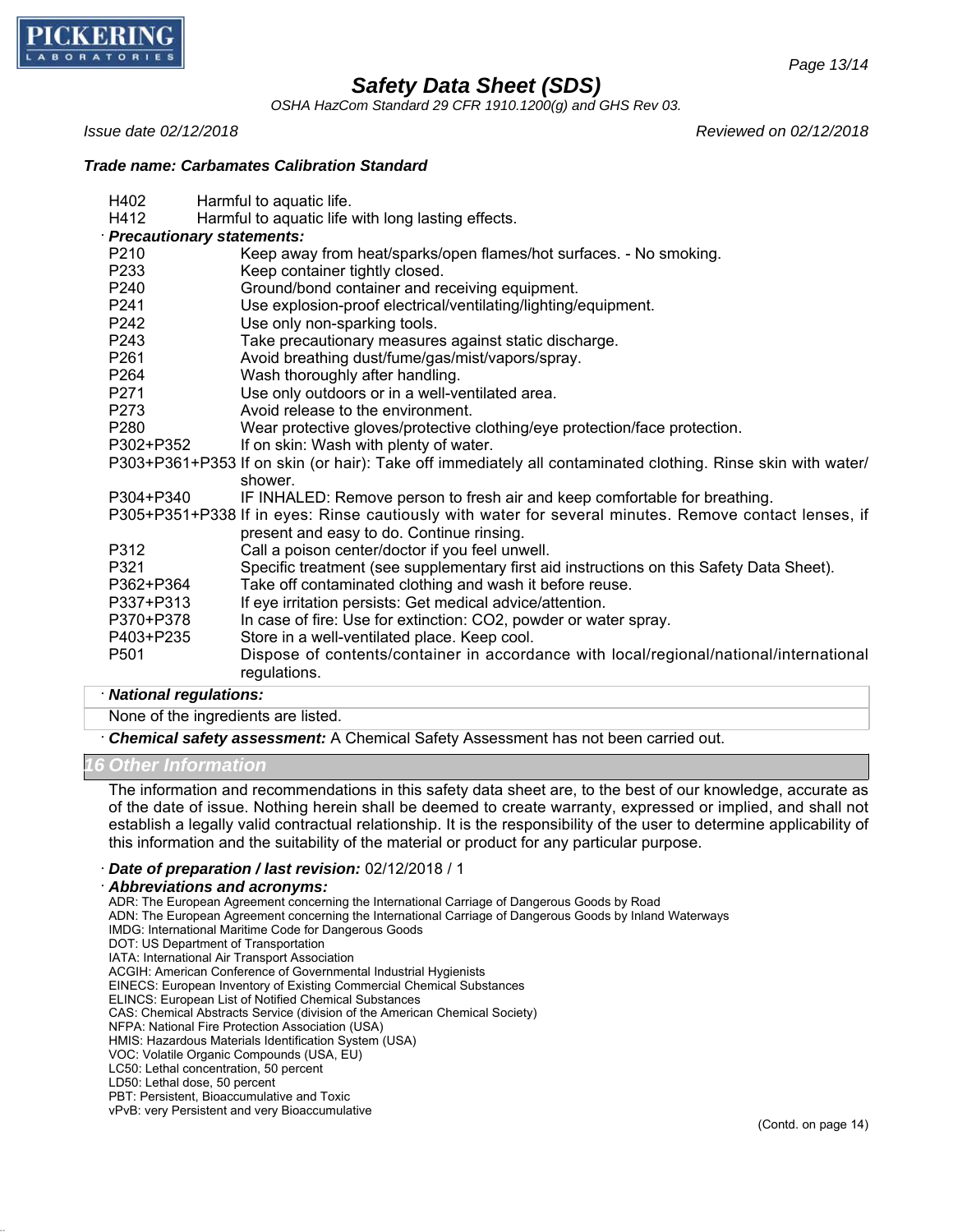**Trade name: Carbamates Calibration Standard**

| | |
|---|---|
| H402 | Harmful to aquatic life. |
| H412 | Harmful to aquatic life with long lasting effects. |

· ***Precautionary statements:***

| | |
|---|---|
| P210 | Keep away from heat/sparks/open flames/hot surfaces. - No smoking. |
| P233 | Keep container tightly closed. |
| P240 | Ground/bond container and receiving equipment. |
| P241 | Use explosion-proof electrical/ventilating/lighting/equipment. |
| P242 | Use only non-sparking tools. |
| P243 | Take precautionary measures against static discharge. |
| P261 | Avoid breathing dust/fume/gas/mist/vapors/spray. |
| P264 | Wash thoroughly after handling. |
| P271 | Use only outdoors or in a well-ventilated area. |
| P273 | Avoid release to the environment. |
| P280 | Wear protective gloves/protective clothing/eye protection/face protection. |
| P302+P352 | If on skin: Wash with plenty of water. |
| P303+P361+P353 | If on skin (or hair): Take off immediately all contaminated clothing. Rinse skin with water/shower. |
| P304+P340 | IF INHALED: Remove person to fresh air and keep comfortable for breathing. |
| P305+P351+P338 | If in eyes: Rinse cautiously with water for several minutes. Remove contact lenses, if present and easy to do. Continue rinsing. |
| P312 | Call a poison center/doctor if you feel unwell. |
| P321 | Specific treatment (see supplementary first aid instructions on this Safety Data Sheet). |
| P362+P364 | Take off contaminated clothing and wash it before reuse. |
| P337+P313 | If eye irritation persists: Get medical advice/attention. |
| P370+P378 | In case of fire: Use for extinction: CO2, powder or water spray. |
| P403+P235 | Store in a well-ventilated place. Keep cool. |
| P501 | Dispose of contents/container in accordance with local/regional/national/international regulations. |

· ***National regulations:***

None of the ingredients are listed.

· ***Chemical safety assessment:*** A Chemical Safety Assessment has not been carried out.

## 16 Other Information

The information and recommendations in this safety data sheet are, to the best of our knowledge, accurate as of the date of issue. Nothing herein shall be deemed to create warranty, expressed or implied, and shall not establish a legally valid contractual relationship. It is the responsibility of the user to determine applicability of this information and the suitability of the material or product for any particular purpose.

· ***Date of preparation / last revision:*** 02/12/2018 / 1

· ***Abbreviations and acronyms:***

ADR: The European Agreement concerning the International Carriage of Dangerous Goods by Road
ADN: The European Agreement concerning the International Carriage of Dangerous Goods by Inland Waterways
IMDG: International Maritime Code for Dangerous Goods
DOT: US Department of Transportation
IATA: International Air Transport Association
ACGIH: American Conference of Governmental Industrial Hygienists
EINECS: European Inventory of Existing Commercial Chemical Substances
ELINCS: European List of Notified Chemical Substances
CAS: Chemical Abstracts Service (division of the American Chemical Society)
NFPA: National Fire Protection Association (USA)
HMIS: Hazardous Materials Identification System (USA)
VOC: Volatile Organic Compounds (USA, EU)
LC50: Lethal concentration, 50 percent
LD50: Lethal dose, 50 percent
PBT: Persistent, Bioaccumulative and Toxic
vPvB: very Persistent and very Bioaccumulative

(Contd. on page 14)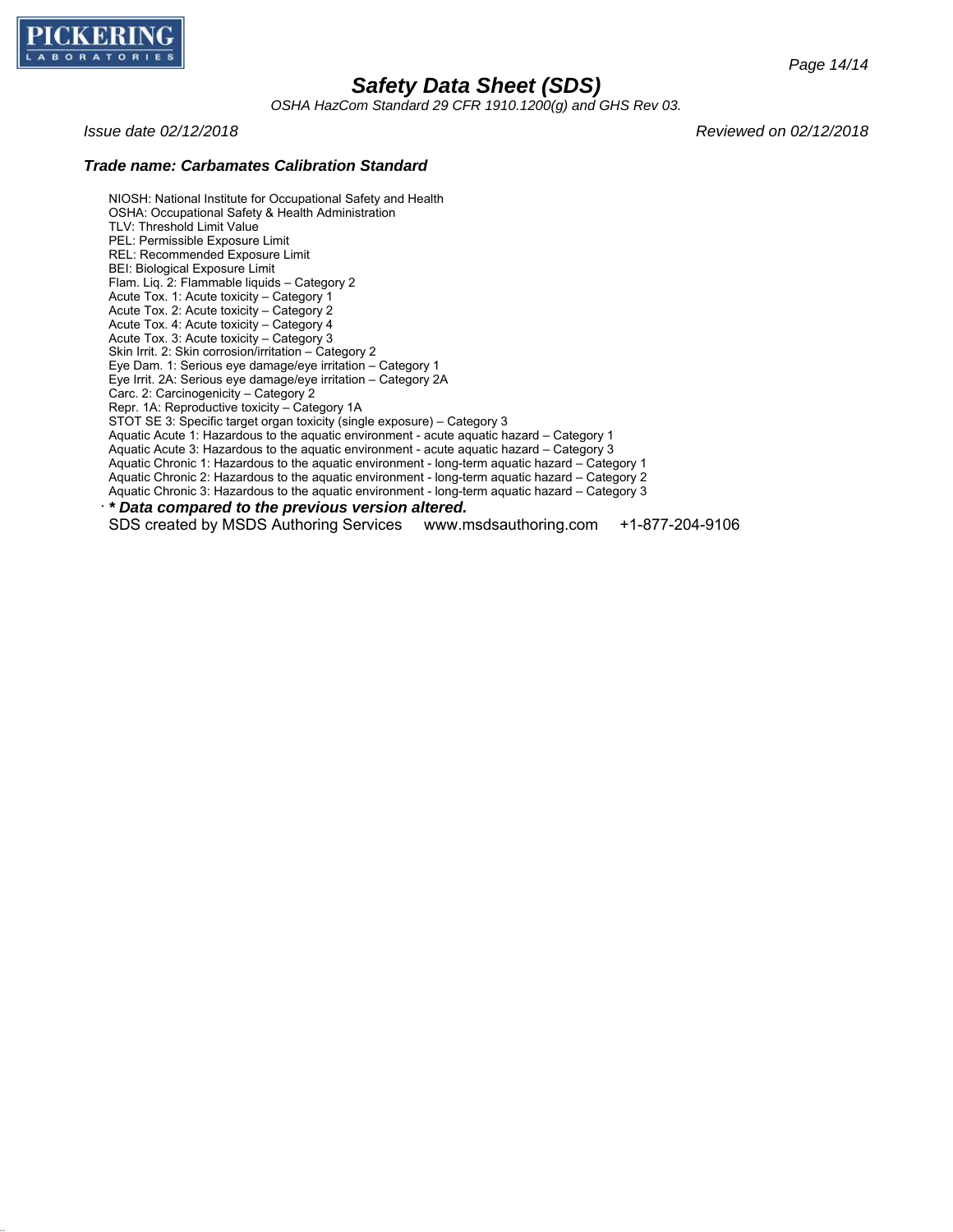NIOSH: National Institute for Occupational Safety and Health
OSHA: Occupational Safety & Health Administration
TLV: Threshold Limit Value
PEL: Permissible Exposure Limit
REL: Recommended Exposure Limit
BEI: Biological Exposure Limit
Flam. Liq. 2: Flammable liquids – Category 2
Acute Tox. 1: Acute toxicity – Category 1
Acute Tox. 2: Acute toxicity – Category 2
Acute Tox. 4: Acute toxicity – Category 4
Acute Tox. 3: Acute toxicity – Category 3
Skin Irrit. 2: Skin corrosion/irritation – Category 2
Eye Dam. 1: Serious eye damage/eye irritation – Category 1
Eye Irrit. 2A: Serious eye damage/eye irritation – Category 2A
Carc. 2: Carcinogenicity – Category 2
Repr. 1A: Reproductive toxicity – Category 1A
STOT SE 3: Specific target organ toxicity (single exposure) – Category 3
Aquatic Acute 1: Hazardous to the aquatic environment - acute aquatic hazard – Category 1
Aquatic Acute 3: Hazardous to the aquatic environment - acute aquatic hazard – Category 3
Aquatic Chronic 1: Hazardous to the aquatic environment - long-term aquatic hazard – Category 1
Aquatic Chronic 2: Hazardous to the aquatic environment - long-term aquatic hazard – Category 2
Aquatic Chronic 3: Hazardous to the aquatic environment - long-term aquatic hazard – Category 3

· ***\* Data compared to the previous version altered.***

SDS created by MSDS Authoring Services www.msdsauthoring.com +1-877-204-9106